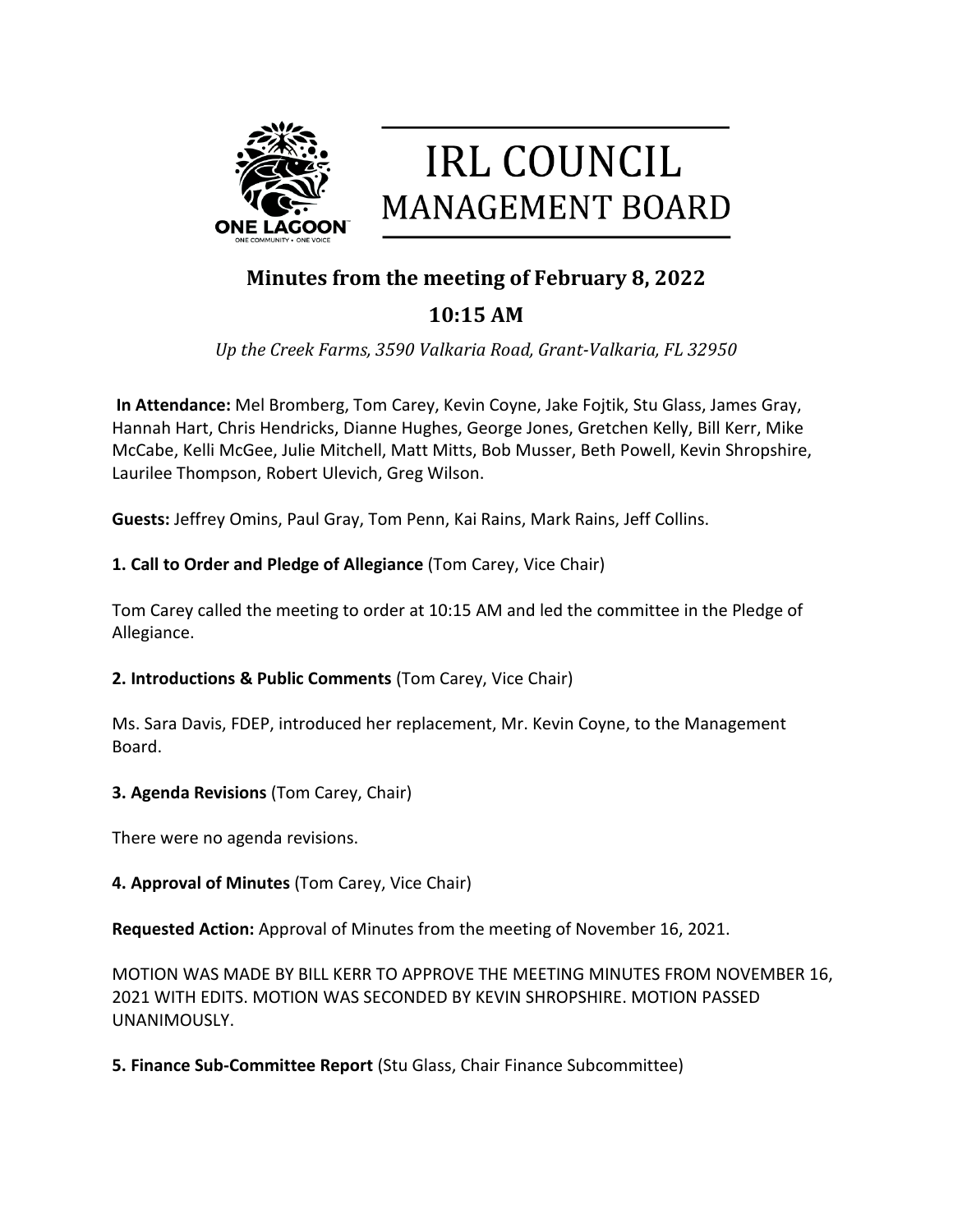# IRL COUNCIL MANAGEMENT BOARD

## Minutes from the meeting of February 8, 2022

## 10:15 AM

*Up the Creek Farms, 3590 Valkaria Road, Grant-Valkaria, FL 32950*

**In Attendance:** Mel Bromberg, Tom Carey, Kevin Coyne, Jake Fojtik, Stu Glass, James Gray, Hannah Hart, Chris Hendricks, Dianne Hughes, George Jones, Gretchen Kelly, Bill Kerr, Mike McCabe, Kelli McGee, Julie Mitchell, Matt Mitts, Bob Musser, Beth Powell, Kevin Shropshire, Laurilee Thompson, Robert Ulevich, Greg Wilson.

**Guests:** Jeffrey Omins, Paul Gray, Tom Penn, Kai Rains, Mark Rains, Jeff Collins.

**1. Call to Order and Pledge of Allegiance** (Tom Carey, Vice Chair)

Tom Carey called the meeting to order at 10:15 AM and led the committee in the Pledge of Allegiance.

**2. Introductions & Public Comments** (Tom Carey, Vice Chair)

Ms. Sara Davis, FDEP, introduced her replacement, Mr. Kevin Coyne, to the Management Board.

**3. Agenda Revisions** (Tom Carey, Chair)

There were no agenda revisions.

**4. Approval of Minutes** (Tom Carey, Vice Chair)

**Requested Action:** Approval of Minutes from the meeting of November 16, 2021.

MOTION WAS MADE BY BILL KERR TO APPROVE THE MEETING MINUTES FROM NOVEMBER 16, 2021 WITH EDITS. MOTION WAS SECONDED BY KEVIN SHROPSHIRE. MOTION PASSED UNANIMOUSLY.

**5. Finance Sub-Committee Report** (Stu Glass, Chair Finance Subcommittee)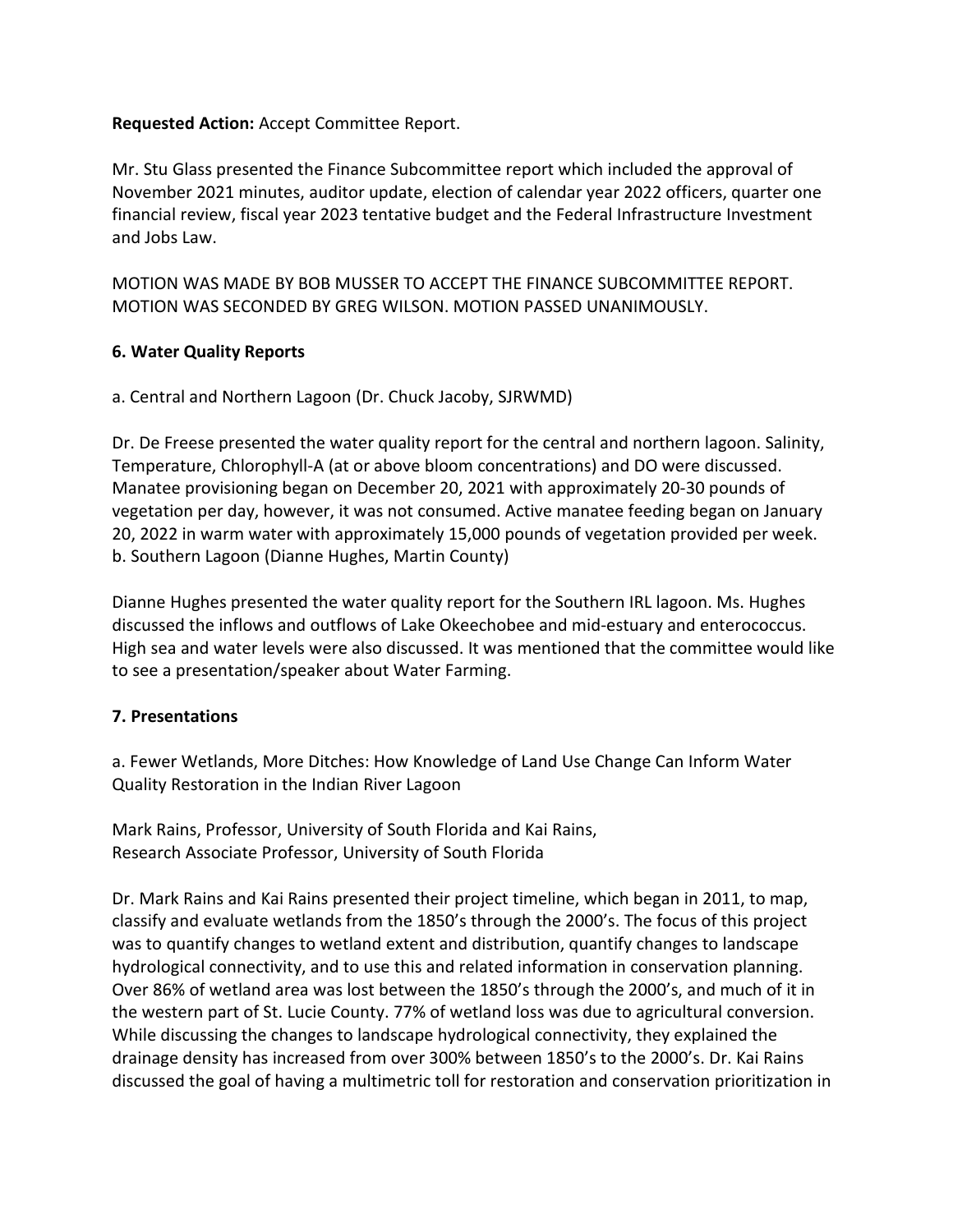**Requested Action:** Accept Committee Report.

Mr. Stu Glass presented the Finance Subcommittee report which included the approval of November 2021 minutes, auditor update, election of calendar year 2022 officers, quarter one financial review, fiscal year 2023 tentative budget and the Federal Infrastructure Investment and Jobs Law.

MOTION WAS MADE BY BOB MUSSER TO ACCEPT THE FINANCE SUBCOMMITTEE REPORT. MOTION WAS SECONDED BY GREG WILSON. MOTION PASSED UNANIMOUSLY.

### 6. Water Quality Reports

a. Central and Northern Lagoon (Dr. Chuck Jacoby, SJRWMD)

Dr. De Freese presented the water quality report for the central and northern lagoon. Salinity, Temperature, Chlorophyll-A (at or above bloom concentrations) and DO were discussed. Manatee provisioning began on December 20, 2021 with approximately 20-30 pounds of vegetation per day, however, it was not consumed. Active manatee feeding began on January 20, 2022 in warm water with approximately 15,000 pounds of vegetation provided per week.

b. Southern Lagoon (Dianne Hughes, Martin County)

Dianne Hughes presented the water quality report for the Southern IRL lagoon. Ms. Hughes discussed the inflows and outflows of Lake Okeechobee and mid-estuary and enterococcus. High sea and water levels were also discussed. It was mentioned that the committee would like to see a presentation/speaker about Water Farming.

### 7. Presentations

a. Fewer Wetlands, More Ditches: How Knowledge of Land Use Change Can Inform Water Quality Restoration in the Indian River Lagoon

Mark Rains, Professor, University of South Florida and Kai Rains,
Research Associate Professor, University of South Florida

Dr. Mark Rains and Kai Rains presented their project timeline, which began in 2011, to map, classify and evaluate wetlands from the 1850's through the 2000's. The focus of this project was to quantify changes to wetland extent and distribution, quantify changes to landscape hydrological connectivity, and to use this and related information in conservation planning. Over 86% of wetland area was lost between the 1850's through the 2000's, and much of it in the western part of St. Lucie County. 77% of wetland loss was due to agricultural conversion. While discussing the changes to landscape hydrological connectivity, they explained the drainage density has increased from over 300% between 1850's to the 2000's. Dr. Kai Rains discussed the goal of having a multimetric toll for restoration and conservation prioritization in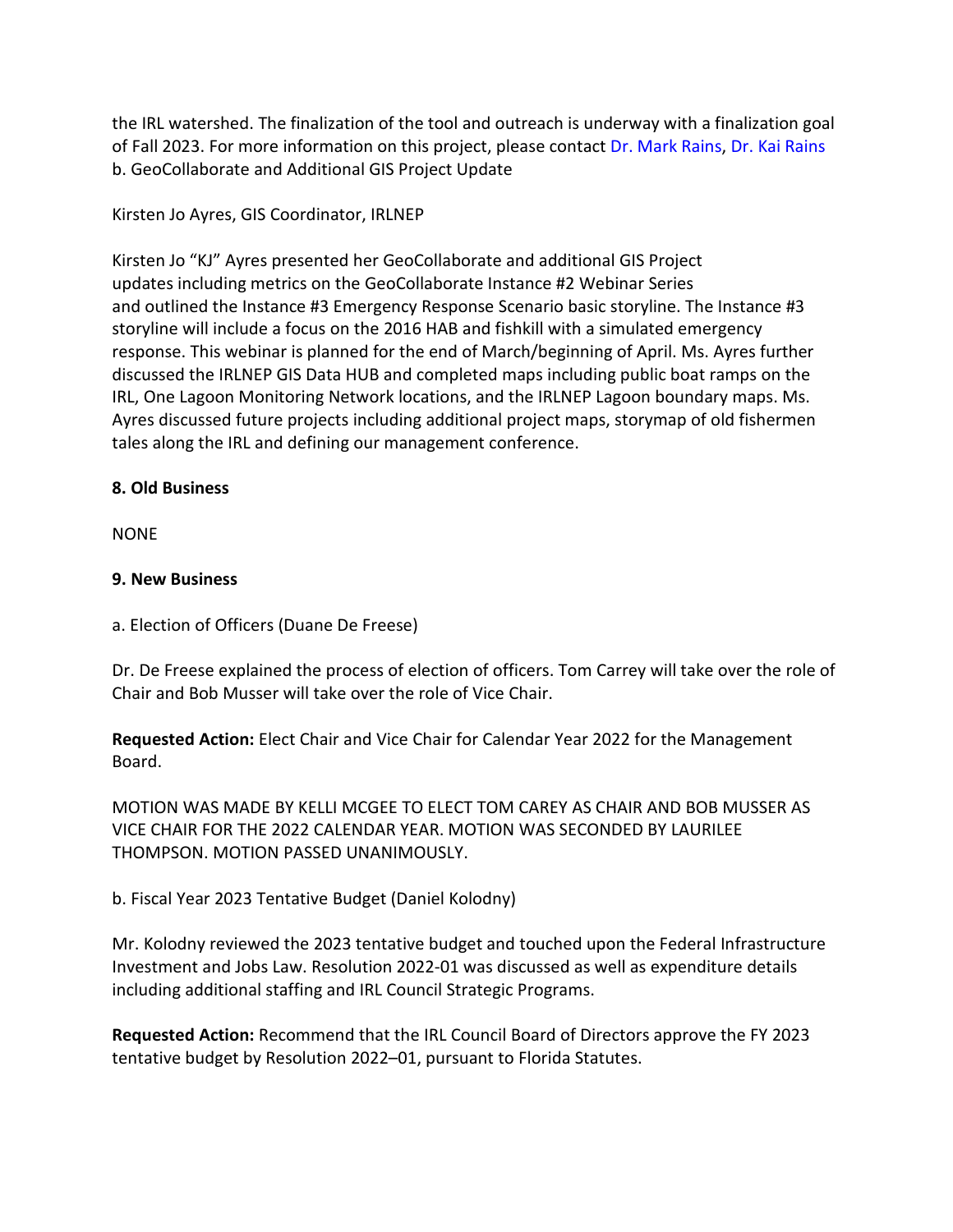the IRL watershed. The finalization of the tool and outreach is underway with a finalization goal of Fall 2023. For more information on this project, please contact Dr. Mark Rains, Dr. Kai Rains
b. GeoCollaborate and Additional GIS Project Update

Kirsten Jo Ayres, GIS Coordinator, IRLNEP

Kirsten Jo "KJ" Ayres presented her GeoCollaborate and additional GIS Project updates including metrics on the GeoCollaborate Instance #2 Webinar Series and outlined the Instance #3 Emergency Response Scenario basic storyline. The Instance #3 storyline will include a focus on the 2016 HAB and fishkill with a simulated emergency response. This webinar is planned for the end of March/beginning of April. Ms. Ayres further discussed the IRLNEP GIS Data HUB and completed maps including public boat ramps on the IRL, One Lagoon Monitoring Network locations, and the IRLNEP Lagoon boundary maps. Ms. Ayres discussed future projects including additional project maps, storymap of old fishermen tales along the IRL and defining our management conference.

**8. Old Business**

NONE

**9. New Business**

a. Election of Officers (Duane De Freese)

Dr. De Freese explained the process of election of officers. Tom Carrey will take over the role of Chair and Bob Musser will take over the role of Vice Chair.

**Requested Action:** Elect Chair and Vice Chair for Calendar Year 2022 for the Management Board.

MOTION WAS MADE BY KELLI MCGEE TO ELECT TOM CAREY AS CHAIR AND BOB MUSSER AS VICE CHAIR FOR THE 2022 CALENDAR YEAR. MOTION WAS SECONDED BY LAURILEE THOMPSON. MOTION PASSED UNANIMOUSLY.

b. Fiscal Year 2023 Tentative Budget (Daniel Kolodny)

Mr. Kolodny reviewed the 2023 tentative budget and touched upon the Federal Infrastructure Investment and Jobs Law. Resolution 2022-01 was discussed as well as expenditure details including additional staffing and IRL Council Strategic Programs.

**Requested Action:** Recommend that the IRL Council Board of Directors approve the FY 2023 tentative budget by Resolution 2022–01, pursuant to Florida Statutes.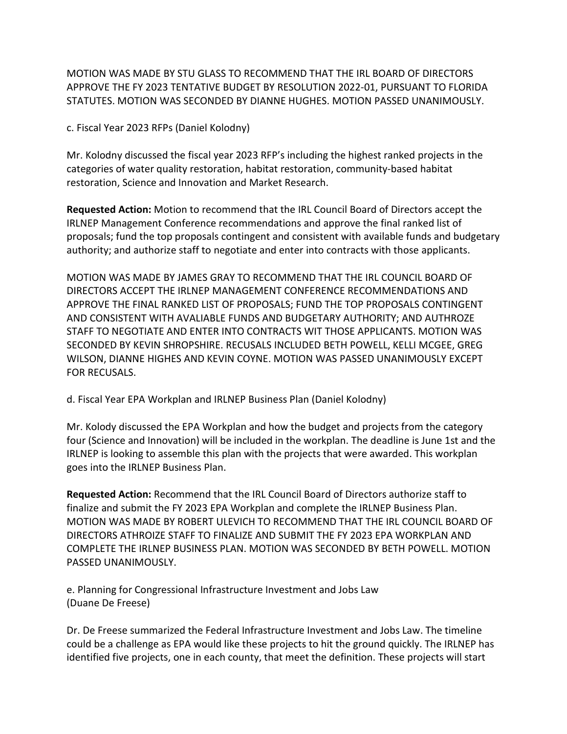MOTION WAS MADE BY STU GLASS TO RECOMMEND THAT THE IRL BOARD OF DIRECTORS APPROVE THE FY 2023 TENTATIVE BUDGET BY RESOLUTION 2022-01, PURSUANT TO FLORIDA STATUTES. MOTION WAS SECONDED BY DIANNE HUGHES. MOTION PASSED UNANIMOUSLY.

c. Fiscal Year 2023 RFPs (Daniel Kolodny)

Mr. Kolodny discussed the fiscal year 2023 RFP's including the highest ranked projects in the categories of water quality restoration, habitat restoration, community-based habitat restoration, Science and Innovation and Market Research.

**Requested Action:** Motion to recommend that the IRL Council Board of Directors accept the IRLNEP Management Conference recommendations and approve the final ranked list of proposals; fund the top proposals contingent and consistent with available funds and budgetary authority; and authorize staff to negotiate and enter into contracts with those applicants.

MOTION WAS MADE BY JAMES GRAY TO RECOMMEND THAT THE IRL COUNCIL BOARD OF DIRECTORS ACCEPT THE IRLNEP MANAGEMENT CONFERENCE RECOMMENDATIONS AND APPROVE THE FINAL RANKED LIST OF PROPOSALS; FUND THE TOP PROPOSALS CONTINGENT AND CONSISTENT WITH AVALIABLE FUNDS AND BUDGETARY AUTHORITY; AND AUTHROZE STAFF TO NEGOTIATE AND ENTER INTO CONTRACTS WIT THOSE APPLICANTS. MOTION WAS SECONDED BY KEVIN SHROPSHIRE. RECUSALS INCLUDED BETH POWELL, KELLI MCGEE, GREG WILSON, DIANNE HIGHES AND KEVIN COYNE. MOTION WAS PASSED UNANIMOUSLY EXCEPT FOR RECUSALS.

d. Fiscal Year EPA Workplan and IRLNEP Business Plan (Daniel Kolodny)

Mr. Kolody discussed the EPA Workplan and how the budget and projects from the category four (Science and Innovation) will be included in the workplan. The deadline is June 1st and the IRLNEP is looking to assemble this plan with the projects that were awarded. This workplan goes into the IRLNEP Business Plan.

**Requested Action:** Recommend that the IRL Council Board of Directors authorize staff to finalize and submit the FY 2023 EPA Workplan and complete the IRLNEP Business Plan. MOTION WAS MADE BY ROBERT ULEVICH TO RECOMMEND THAT THE IRL COUNCIL BOARD OF DIRECTORS ATHROIZE STAFF TO FINALIZE AND SUBMIT THE FY 2023 EPA WORKPLAN AND COMPLETE THE IRLNEP BUSINESS PLAN. MOTION WAS SECONDED BY BETH POWELL. MOTION PASSED UNANIMOUSLY.

e. Planning for Congressional Infrastructure Investment and Jobs Law (Duane De Freese)

Dr. De Freese summarized the Federal Infrastructure Investment and Jobs Law. The timeline could be a challenge as EPA would like these projects to hit the ground quickly. The IRLNEP has identified five projects, one in each county, that meet the definition. These projects will start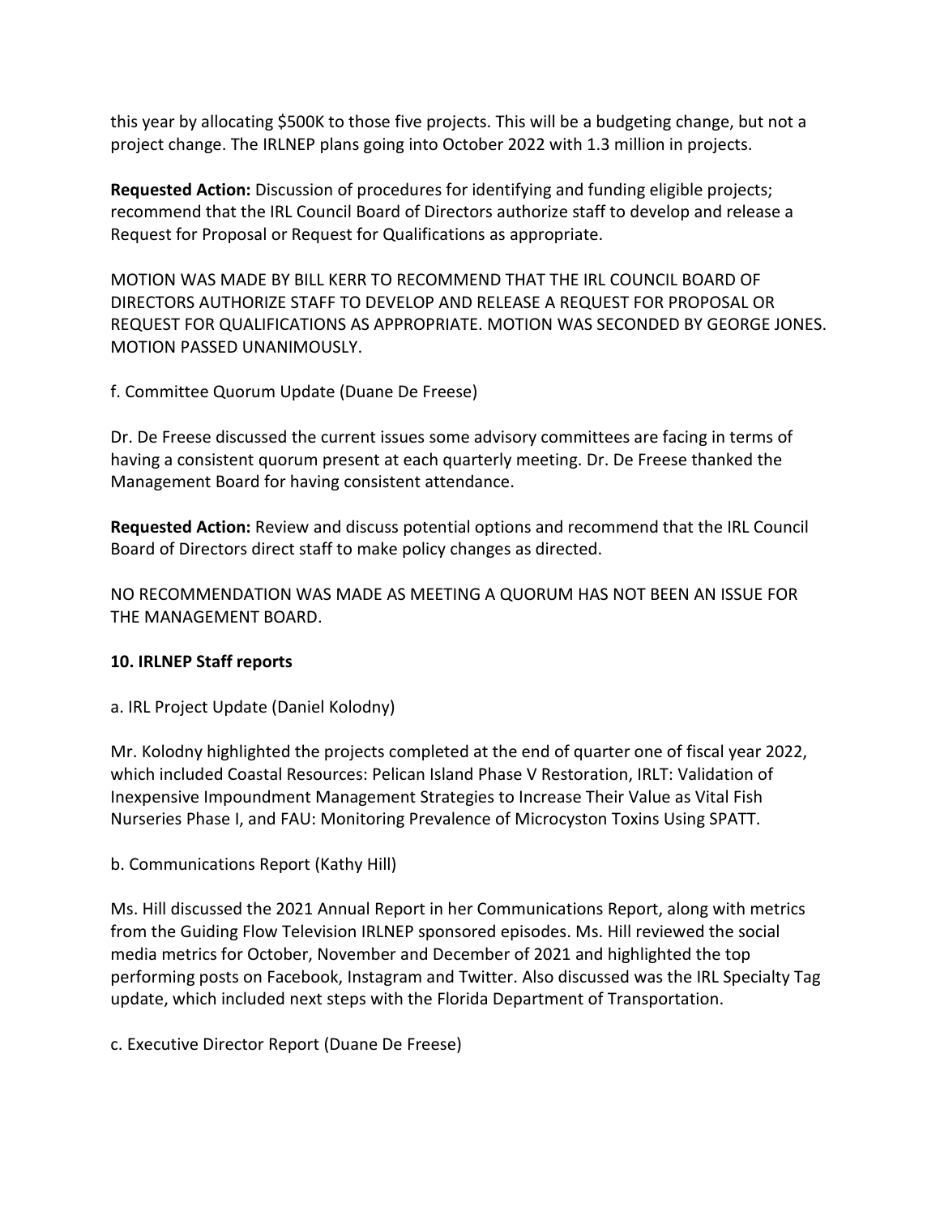this year by allocating $500K to those five projects. This will be a budgeting change, but not a project change. The IRLNEP plans going into October 2022 with 1.3 million in projects.

**Requested Action:** Discussion of procedures for identifying and funding eligible projects; recommend that the IRL Council Board of Directors authorize staff to develop and release a Request for Proposal or Request for Qualifications as appropriate.

MOTION WAS MADE BY BILL KERR TO RECOMMEND THAT THE IRL COUNCIL BOARD OF DIRECTORS AUTHORIZE STAFF TO DEVELOP AND RELEASE A REQUEST FOR PROPOSAL OR REQUEST FOR QUALIFICATIONS AS APPROPRIATE. MOTION WAS SECONDED BY GEORGE JONES. MOTION PASSED UNANIMOUSLY.

f. Committee Quorum Update (Duane De Freese)

Dr. De Freese discussed the current issues some advisory committees are facing in terms of having a consistent quorum present at each quarterly meeting. Dr. De Freese thanked the Management Board for having consistent attendance.

**Requested Action:** Review and discuss potential options and recommend that the IRL Council Board of Directors direct staff to make policy changes as directed.

NO RECOMMENDATION WAS MADE AS MEETING A QUORUM HAS NOT BEEN AN ISSUE FOR THE MANAGEMENT BOARD.

**10. IRLNEP Staff reports**

a. IRL Project Update (Daniel Kolodny)

Mr. Kolodny highlighted the projects completed at the end of quarter one of fiscal year 2022, which included Coastal Resources: Pelican Island Phase V Restoration, IRLT: Validation of Inexpensive Impoundment Management Strategies to Increase Their Value as Vital Fish Nurseries Phase I, and FAU: Monitoring Prevalence of Microcyston Toxins Using SPATT.

b. Communications Report (Kathy Hill)

Ms. Hill discussed the 2021 Annual Report in her Communications Report, along with metrics from the Guiding Flow Television IRLNEP sponsored episodes. Ms. Hill reviewed the social media metrics for October, November and December of 2021 and highlighted the top performing posts on Facebook, Instagram and Twitter. Also discussed was the IRL Specialty Tag update, which included next steps with the Florida Department of Transportation.

c. Executive Director Report (Duane De Freese)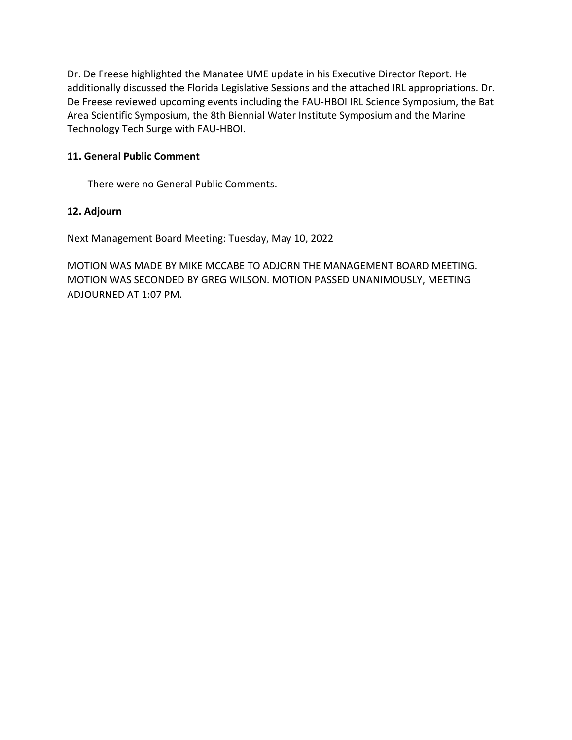Dr. De Freese highlighted the Manatee UME update in his Executive Director Report. He additionally discussed the Florida Legislative Sessions and the attached IRL appropriations. Dr. De Freese reviewed upcoming events including the FAU-HBOI IRL Science Symposium, the Bat Area Scientific Symposium, the 8th Biennial Water Institute Symposium and the Marine Technology Tech Surge with FAU-HBOI.

**11. General Public Comment**

There were no General Public Comments.

**12. Adjourn**

Next Management Board Meeting: Tuesday, May 10, 2022

MOTION WAS MADE BY MIKE MCCABE TO ADJORN THE MANAGEMENT BOARD MEETING. MOTION WAS SECONDED BY GREG WILSON. MOTION PASSED UNANIMOUSLY, MEETING ADJOURNED AT 1:07 PM.